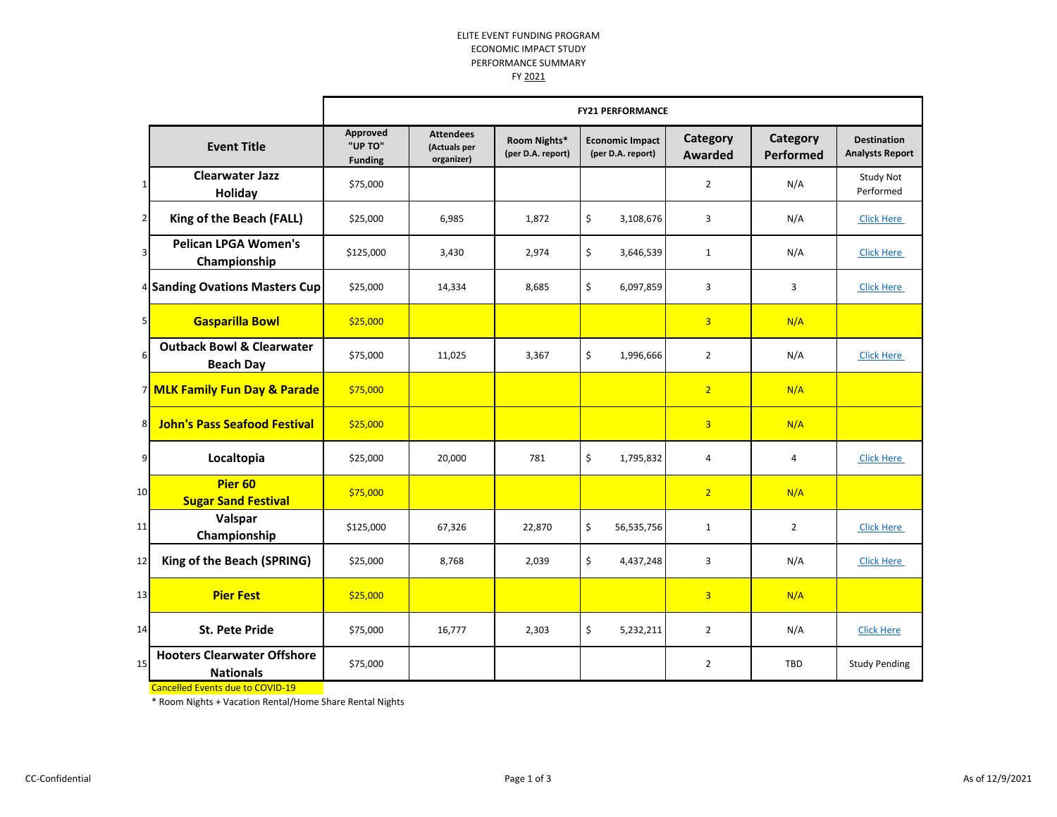ELITE EVENT FUNDING PROGRAM
ECONOMIC IMPACT STUDY
PERFORMANCE SUMMARY
FY 2021

| | | FY21 PERFORMANCE | | | | | | |
|---|---|---|---|---|---|---|---|---|
| | **Event Title** | **Approved "UP TO" Funding** | **Attendees (Actuals per organizer)** | **Room Nights* (per D.A. report)** | **Economic Impact (per D.A. report)** | **Category Awarded** | **Category Performed** | **Destination Analysts Report** |
| 1 | **Clearwater Jazz Holiday** | $75,000 | | | | 2 | N/A | Study Not Performed |
| 2 | **King of the Beach (FALL)** | $25,000 | 6,985 | 1,872 | $ 3,108,676 | 3 | N/A | Click Here |
| 3 | **Pelican LPGA Women's Championship** | $125,000 | 3,430 | 2,974 | $ 3,646,539 | 1 | N/A | Click Here |
| 4 | **Sanding Ovations Masters Cup** | $25,000 | 14,334 | 8,685 | $ 6,097,859 | 3 | 3 | Click Here |
| 5 | **Gasparilla Bowl** | $25,000 | | | | 3 | N/A | |
| 6 | **Outback Bowl & Clearwater Beach Day** | $75,000 | 11,025 | 3,367 | $ 1,996,666 | 2 | N/A | Click Here |
| 7 | **MLK Family Fun Day & Parade** | $75,000 | | | | 2 | N/A | |
| 8 | **John's Pass Seafood Festival** | $25,000 | | | | 3 | N/A | |
| 9 | **Localtopia** | $25,000 | 20,000 | 781 | $ 1,795,832 | 4 | 4 | Click Here |
| 10 | **Pier 60 Sugar Sand Festival** | $75,000 | | | | 2 | N/A | |
| 11 | **Valspar Championship** | $125,000 | 67,326 | 22,870 | $ 56,535,756 | 1 | 2 | Click Here |
| 12 | **King of the Beach (SPRING)** | $25,000 | 8,768 | 2,039 | $ 4,437,248 | 3 | N/A | Click Here |
| 13 | **Pier Fest** | $25,000 | | | | 3 | N/A | |
| 14 | **St. Pete Pride** | $75,000 | 16,777 | 2,303 | $ 5,232,211 | 2 | N/A | Click Here |
| 15 | **Hooters Clearwater Offshore Nationals** | $75,000 | | | | 2 | TBD | Study Pending |

Cancelled Events due to COVID-19 (rows 5, 7, 8, 10 and 13 are highlighted in yellow)

* Room Nights + Vacation Rental/Home Share Rental Nights

CC-Confidential

As of 12/9/2021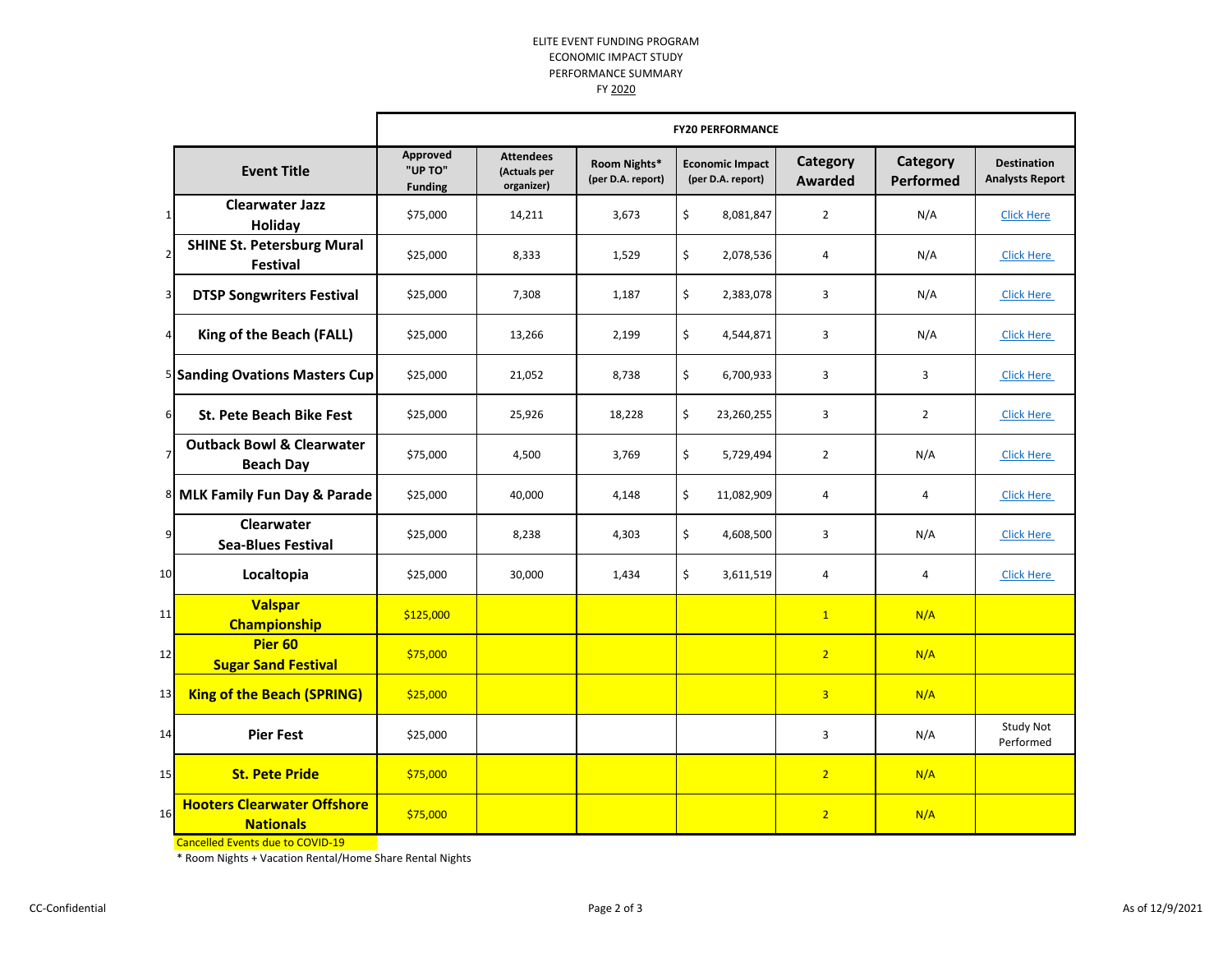ELITE EVENT FUNDING PROGRAM
ECONOMIC IMPACT STUDY
PERFORMANCE SUMMARY
FY 2020

| | | FY20 PERFORMANCE | | | | | | |
|---|---|---|---|---|---|---|---|---|
| | **Event Title** | **Approved "UP TO" Funding** | **Attendees (Actuals per organizer)** | **Room Nights* (per D.A. report)** | **Economic Impact (per D.A. report)** | **Category Awarded** | **Category Performed** | **Destination Analysts Report** |
| 1 | **Clearwater Jazz Holiday** | $75,000 | 14,211 | 3,673 | $ 8,081,847 | 2 | N/A | Click Here |
| 2 | **SHINE St. Petersburg Mural Festival** | $25,000 | 8,333 | 1,529 | $ 2,078,536 | 4 | N/A | Click Here |
| 3 | **DTSP Songwriters Festival** | $25,000 | 7,308 | 1,187 | $ 2,383,078 | 3 | N/A | Click Here |
| 4 | **King of the Beach (FALL)** | $25,000 | 13,266 | 2,199 | $ 4,544,871 | 3 | N/A | Click Here |
| 5 | **Sanding Ovations Masters Cup** | $25,000 | 21,052 | 8,738 | $ 6,700,933 | 3 | 3 | Click Here |
| 6 | **St. Pete Beach Bike Fest** | $25,000 | 25,926 | 18,228 | $ 23,260,255 | 3 | 2 | Click Here |
| 7 | **Outback Bowl & Clearwater Beach Day** | $75,000 | 4,500 | 3,769 | $ 5,729,494 | 2 | N/A | Click Here |
| 8 | **MLK Family Fun Day & Parade** | $25,000 | 40,000 | 4,148 | $ 11,082,909 | 4 | 4 | Click Here |
| 9 | **Clearwater Sea-Blues Festival** | $25,000 | 8,238 | 4,303 | $ 4,608,500 | 3 | N/A | Click Here |
| 10 | **Localtopia** | $25,000 | 30,000 | 1,434 | $ 3,611,519 | 4 | 4 | Click Here |
| 11 | **Valspar Championship** | $125,000 | | | | 1 | N/A | |
| 12 | **Pier 60 Sugar Sand Festival** | $75,000 | | | | 2 | N/A | |
| 13 | **King of the Beach (SPRING)** | $25,000 | | | | 3 | N/A | |
| 14 | **Pier Fest** | $25,000 | | | | 3 | N/A | Study Not Performed |
| 15 | **St. Pete Pride** | $75,000 | | | | 2 | N/A | |
| 16 | **Hooters Clearwater Offshore Nationals** | $75,000 | | | | 2 | N/A | |

Cancelled Events due to COVID-19

* Room Nights + Vacation Rental/Home Share Rental Nights

CC-Confidential

As of 12/9/2021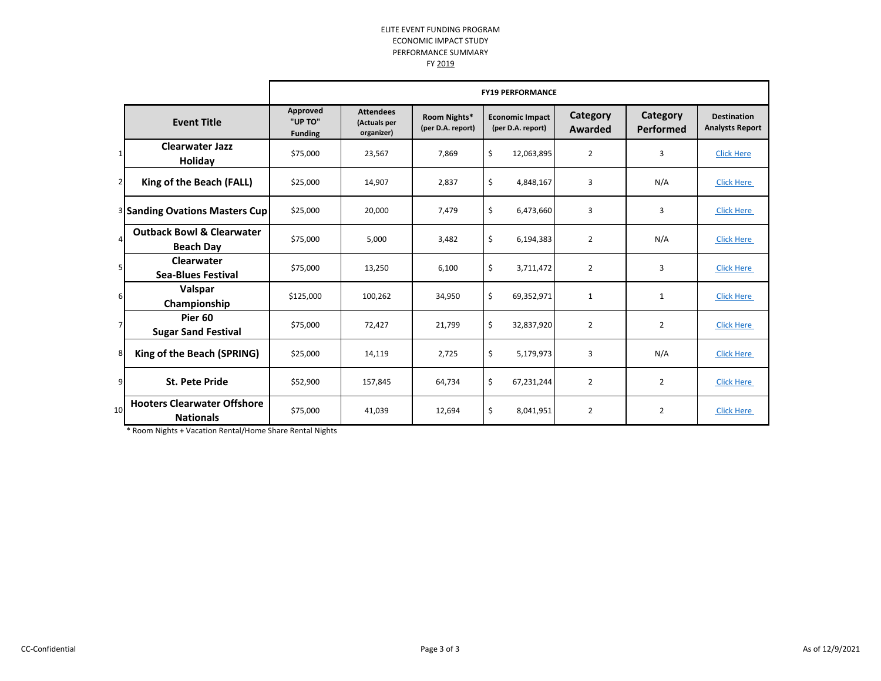ELITE EVENT FUNDING PROGRAM
ECONOMIC IMPACT STUDY
PERFORMANCE SUMMARY
FY 2019

| | | FY19 PERFORMANCE | | | | | | |
|---|---|---|---|---|---|---|---|---|
| | **Event Title** | **Approved "UP TO" Funding** | **Attendees (Actuals per organizer)** | **Room Nights* (per D.A. report)** | **Economic Impact (per D.A. report)** | **Category Awarded** | **Category Performed** | **Destination Analysts Report** |
| 1 | **Clearwater Jazz Holiday** | $75,000 | 23,567 | 7,869 | $ 12,063,895 | 2 | 3 | Click Here |
| 2 | **King of the Beach (FALL)** | $25,000 | 14,907 | 2,837 | $ 4,848,167 | 3 | N/A | Click Here |
| 3 | **Sanding Ovations Masters Cup** | $25,000 | 20,000 | 7,479 | $ 6,473,660 | 3 | 3 | Click Here |
| 4 | **Outback Bowl & Clearwater Beach Day** | $75,000 | 5,000 | 3,482 | $ 6,194,383 | 2 | N/A | Click Here |
| 5 | **Clearwater Sea-Blues Festival** | $75,000 | 13,250 | 6,100 | $ 3,711,472 | 2 | 3 | Click Here |
| 6 | **Valspar Championship** | $125,000 | 100,262 | 34,950 | $ 69,352,971 | 1 | 1 | Click Here |
| 7 | **Pier 60 Sugar Sand Festival** | $75,000 | 72,427 | 21,799 | $ 32,837,920 | 2 | 2 | Click Here |
| 8 | **King of the Beach (SPRING)** | $25,000 | 14,119 | 2,725 | $ 5,179,973 | 3 | N/A | Click Here |
| 9 | **St. Pete Pride** | $52,900 | 157,845 | 64,734 | $ 67,231,244 | 2 | 2 | Click Here |
| 10 | **Hooters Clearwater Offshore Nationals** | $75,000 | 41,039 | 12,694 | $ 8,041,951 | 2 | 2 | Click Here |

* Room Nights + Vacation Rental/Home Share Rental Nights

CC-Confidential

As of 12/9/2021